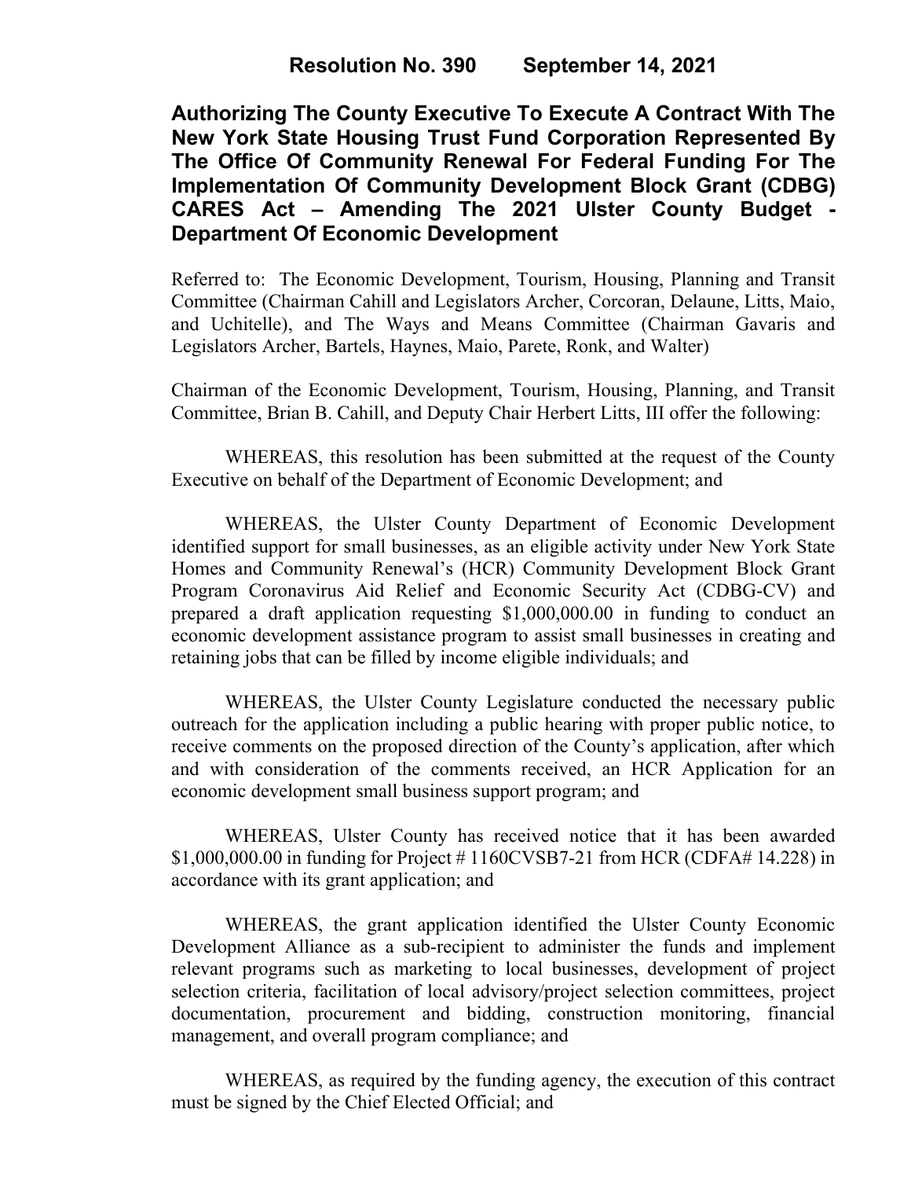# Resolution No. 390 September 14, 2021

## Authorizing The County Executive To Execute A Contract With The New York State Housing Trust Fund Corporation Represented By The Office Of Community Renewal For Federal Funding For The Implementation Of Community Development Block Grant (CDBG) CARES Act – Amending The 2021 Ulster County Budget - Department Of Economic Development

Referred to: The Economic Development, Tourism, Housing, Planning and Transit Committee (Chairman Cahill and Legislators Archer, Corcoran, Delaune, Litts, Maio, and Uchitelle), and The Ways and Means Committee (Chairman Gavaris and Legislators Archer, Bartels, Haynes, Maio, Parete, Ronk, and Walter)

Chairman of the Economic Development, Tourism, Housing, Planning, and Transit Committee, Brian B. Cahill, and Deputy Chair Herbert Litts, III offer the following:

WHEREAS, this resolution has been submitted at the request of the County Executive on behalf of the Department of Economic Development; and

WHEREAS, the Ulster County Department of Economic Development identified support for small businesses, as an eligible activity under New York State Homes and Community Renewal's (HCR) Community Development Block Grant Program Coronavirus Aid Relief and Economic Security Act (CDBG-CV) and prepared a draft application requesting $1,000,000.00 in funding to conduct an economic development assistance program to assist small businesses in creating and retaining jobs that can be filled by income eligible individuals; and

WHEREAS, the Ulster County Legislature conducted the necessary public outreach for the application including a public hearing with proper public notice, to receive comments on the proposed direction of the County's application, after which and with consideration of the comments received, an HCR Application for an economic development small business support program; and

WHEREAS, Ulster County has received notice that it has been awarded $1,000,000.00 in funding for Project # 1160CVSB7-21 from HCR (CDFA# 14.228) in accordance with its grant application; and

WHEREAS, the grant application identified the Ulster County Economic Development Alliance as a sub-recipient to administer the funds and implement relevant programs such as marketing to local businesses, development of project selection criteria, facilitation of local advisory/project selection committees, project documentation, procurement and bidding, construction monitoring, financial management, and overall program compliance; and

WHEREAS, as required by the funding agency, the execution of this contract must be signed by the Chief Elected Official; and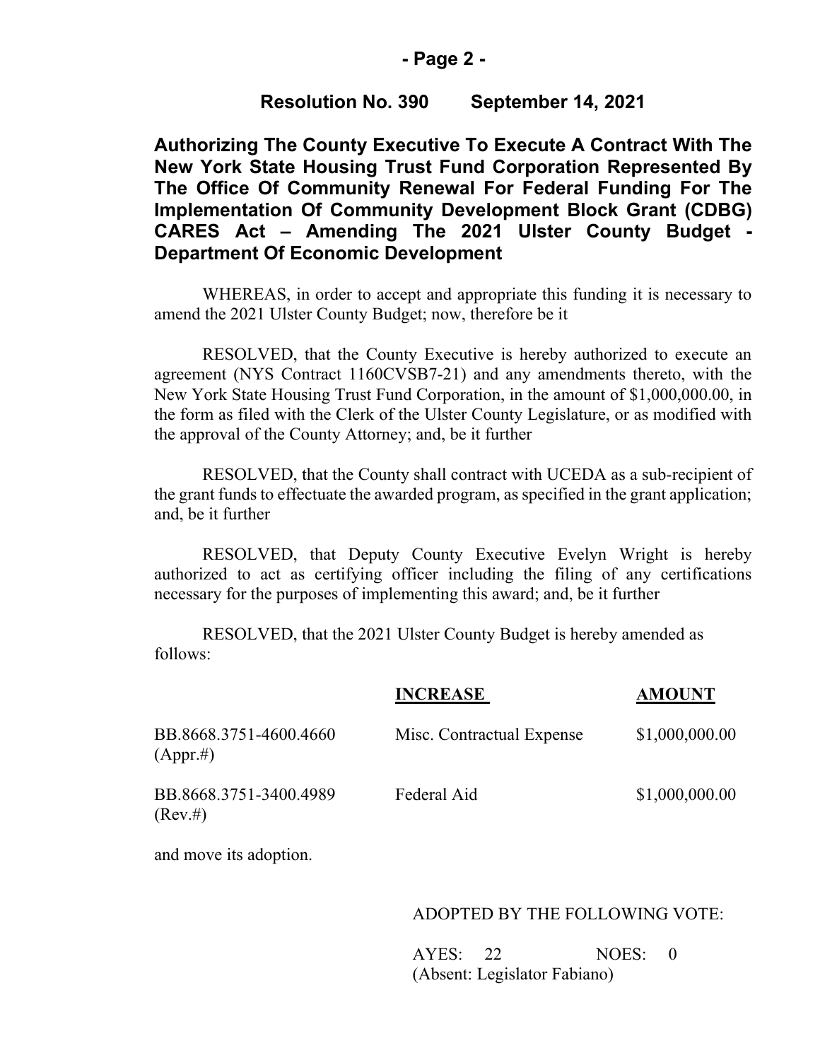**Resolution No. 390 September 14, 2021**

**Authorizing The County Executive To Execute A Contract With The New York State Housing Trust Fund Corporation Represented By The Office Of Community Renewal For Federal Funding For The Implementation Of Community Development Block Grant (CDBG) CARES Act – Amending The 2021 Ulster County Budget - Department Of Economic Development**

WHEREAS, in order to accept and appropriate this funding it is necessary to amend the 2021 Ulster County Budget; now, therefore be it

RESOLVED, that the County Executive is hereby authorized to execute an agreement (NYS Contract 1160CVSB7-21) and any amendments thereto, with the New York State Housing Trust Fund Corporation, in the amount of $1,000,000.00, in the form as filed with the Clerk of the Ulster County Legislature, or as modified with the approval of the County Attorney; and, be it further

RESOLVED, that the County shall contract with UCEDA as a sub-recipient of the grant funds to effectuate the awarded program, as specified in the grant application; and, be it further

RESOLVED, that Deputy County Executive Evelyn Wright is hereby authorized to act as certifying officer including the filing of any certifications necessary for the purposes of implementing this award; and, be it further

RESOLVED, that the 2021 Ulster County Budget is hereby amended as follows:

| | INCREASE | AMOUNT |
|---|---|---|
| BB.8668.3751-4600.4660 (Appr.#) | Misc. Contractual Expense | $1,000,000.00 |
| BB.8668.3751-3400.4989 (Rev.#) | Federal Aid | $1,000,000.00 |

and move its adoption.

ADOPTED BY THE FOLLOWING VOTE:

AYES: 22 NOES: 0
(Absent: Legislator Fabiano)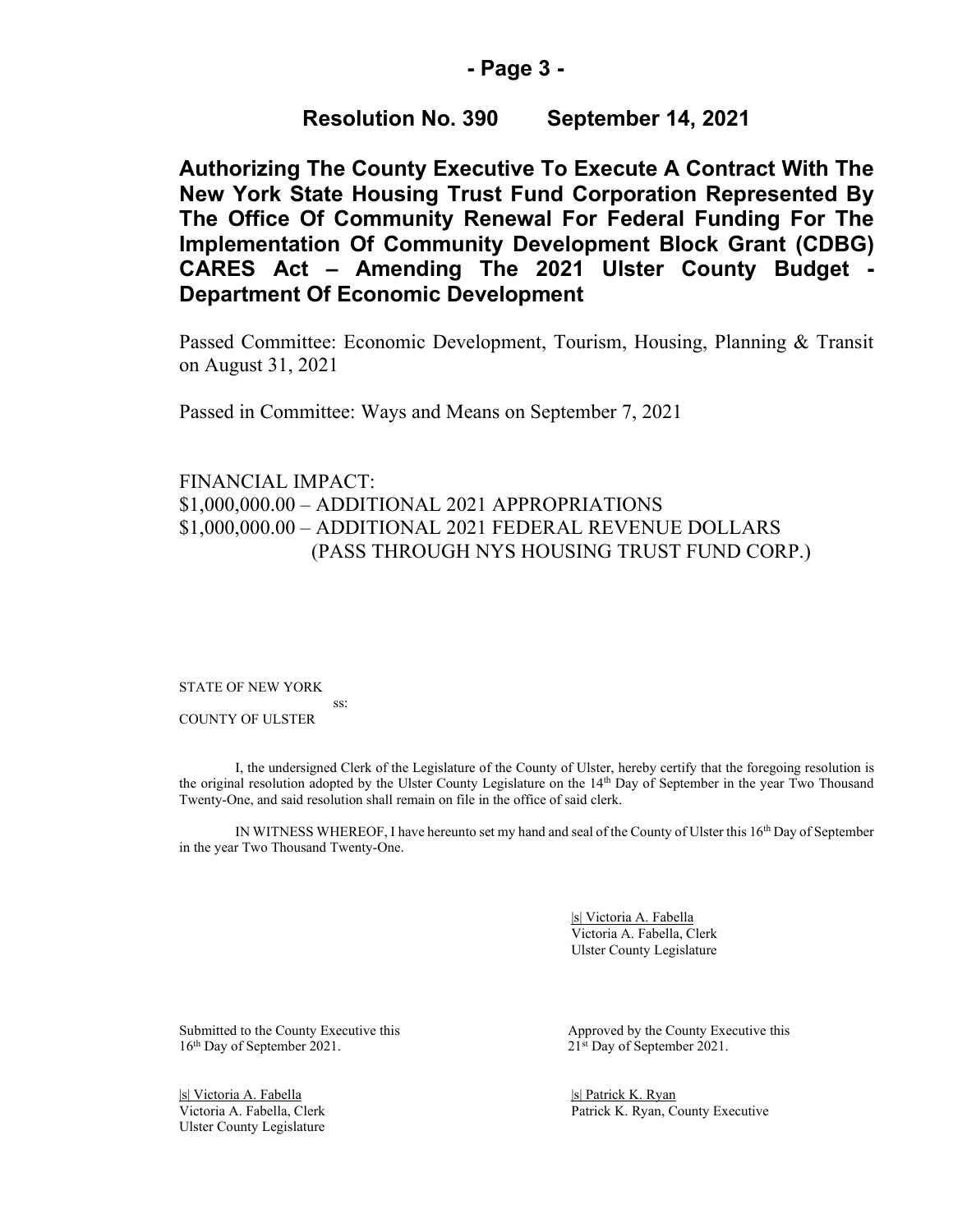## Resolution No. 390 September 14, 2021

## Authorizing The County Executive To Execute A Contract With The New York State Housing Trust Fund Corporation Represented By The Office Of Community Renewal For Federal Funding For The Implementation Of Community Development Block Grant (CDBG) CARES Act – Amending The 2021 Ulster County Budget - Department Of Economic Development

Passed Committee: Economic Development, Tourism, Housing, Planning & Transit on August 31, 2021

Passed in Committee: Ways and Means on September 7, 2021

FINANCIAL IMPACT:
$1,000,000.00 – ADDITIONAL 2021 APPROPRIATIONS
$1,000,000.00 – ADDITIONAL 2021 FEDERAL REVENUE DOLLARS
(PASS THROUGH NYS HOUSING TRUST FUND CORP.)

STATE OF NEW YORK
ss:
COUNTY OF ULSTER

I, the undersigned Clerk of the Legislature of the County of Ulster, hereby certify that the foregoing resolution is the original resolution adopted by the Ulster County Legislature on the 14th Day of September in the year Two Thousand Twenty-One, and said resolution shall remain on file in the office of said clerk.

IN WITNESS WHEREOF, I have hereunto set my hand and seal of the County of Ulster this 16th Day of September in the year Two Thousand Twenty-One.

|s| Victoria A. Fabella
Victoria A. Fabella, Clerk
Ulster County Legislature

Submitted to the County Executive this
16th Day of September 2021.

|s| Victoria A. Fabella
Victoria A. Fabella, Clerk
Ulster County Legislature

Approved by the County Executive this
21st Day of September 2021.

|s| Patrick K. Ryan
Patrick K. Ryan, County Executive